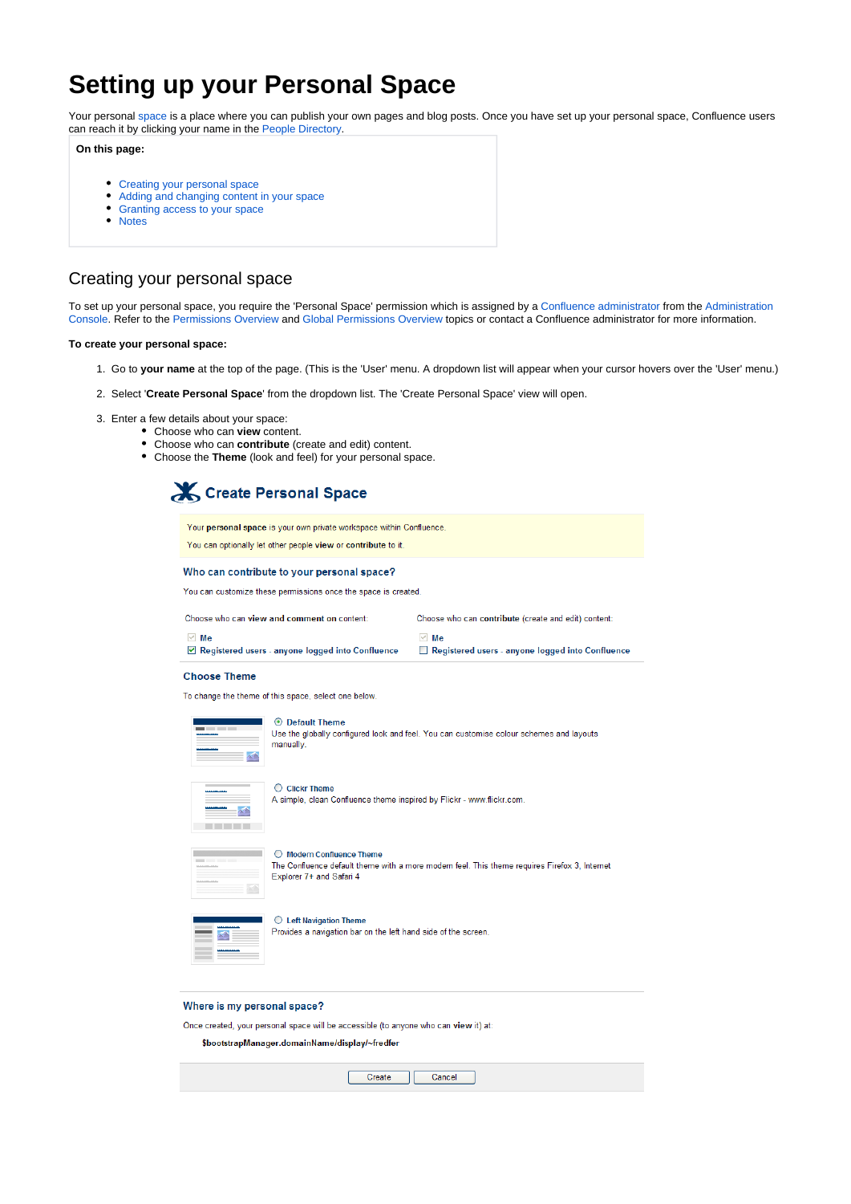# Setting up your Personal Space

Your personal space is a place where you can publish your own pages and blog posts. Once you have set up your personal space, Confluence users can reach it by clicking your name in the People Directory.

**On this page:**

- Creating your personal space
- Adding and changing content in your space
- Granting access to your space
- Notes

## Creating your personal space

To set up your personal space, you require the 'Personal Space' permission which is assigned by a Confluence administrator from the Administration Console. Refer to the Permissions Overview and Global Permissions Overview topics or contact a Confluence administrator for more information.

**To create your personal space:**

1. Go to **your name** at the top of the page. (This is the 'User' menu. A dropdown list will appear when your cursor hovers over the 'User' menu.)
2. Select '**Create Personal Space**' from the dropdown list. The 'Create Personal Space' view will open.
3. Enter a few details about your space:
   - Choose who can **view** content.
   - Choose who can **contribute** (create and edit) content.
   - Choose the **Theme** (look and feel) for your personal space.

**Create Personal Space**

Your **personal space** is your own private workspace within Confluence.

You can optionally let other people **view** or **contribute** to it.

**Who can contribute to your personal space?**

You can customize these permissions once the space is created.

Choose who can **view and comment** on content:

- [x] Me
- [x] Registered users - anyone logged into Confluence

Choose who can **contribute** (create and edit) content:

- [x] Me
- [ ] Registered users - anyone logged into Confluence

**Choose Theme**

To change the theme of this space, select one below.

- (•) **Default Theme** — Use the globally configured look and feel. You can customise colour schemes and layouts manually.
- ( ) **Clickr Theme** — A simple, clean Confluence theme inspired by Flickr - www.flickr.com.
- ( ) **Modern Confluence Theme** — The Confluence default theme with a more modern feel. This theme requires Firefox 3, Internet Explorer 7+ and Safari 4
- ( ) **Left Navigation Theme** — Provides a navigation bar on the left hand side of the screen.

**Where is my personal space?**

Once created, your personal space will be accessible (to anyone who can **view** it) at:

**$bootstrapManager.domainName/display/~fredfer**

[Create] [Cancel]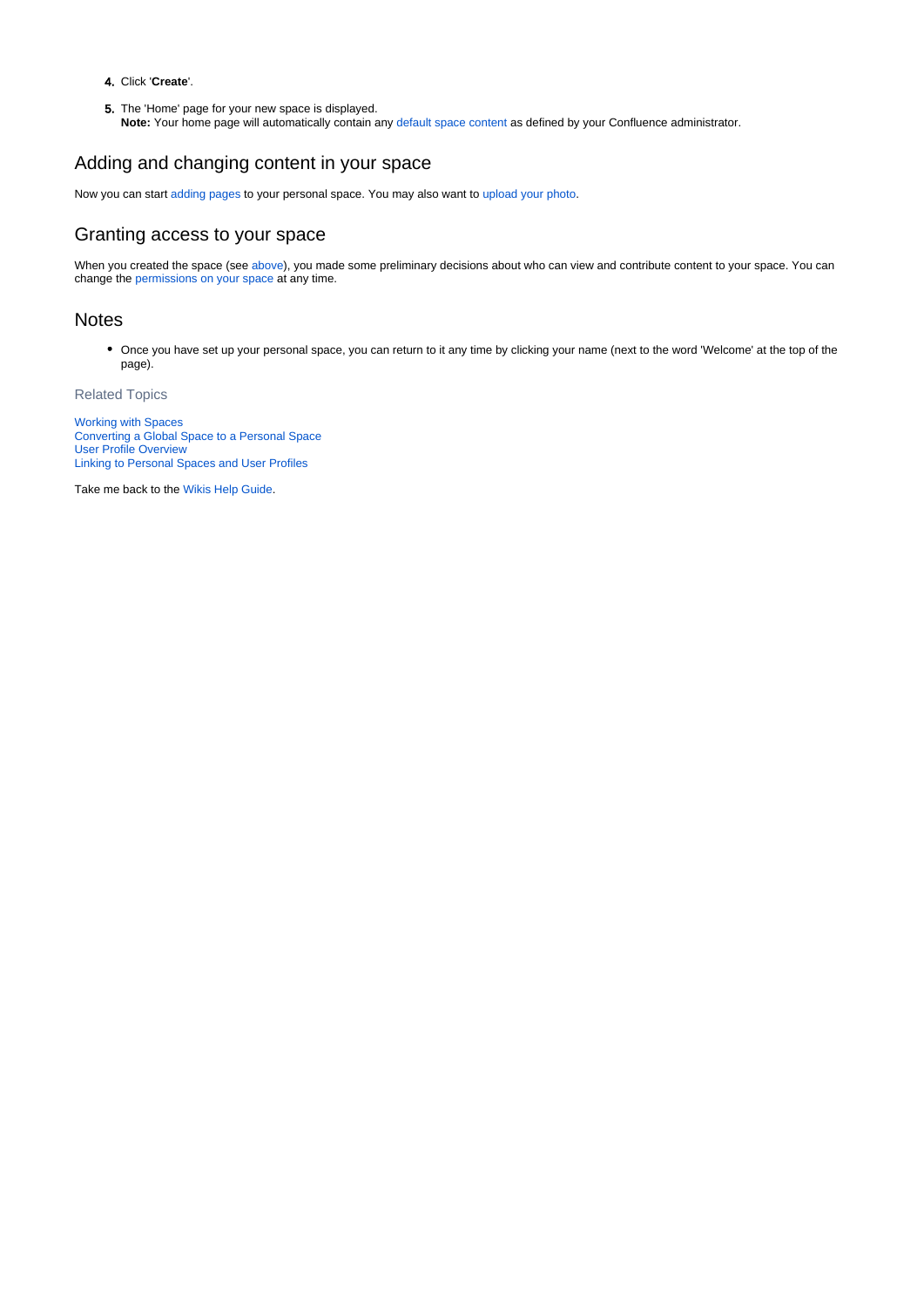4. Click '**Create**'.

5. The 'Home' page for your new space is displayed.
   **Note:** Your home page will automatically contain any default space content as defined by your Confluence administrator.

## Adding and changing content in your space

Now you can start adding pages to your personal space. You may also want to upload your photo.

## Granting access to your space

When you created the space (see above), you made some preliminary decisions about who can view and contribute content to your space. You can change the permissions on your space at any time.

## Notes

- Once you have set up your personal space, you can return to it any time by clicking your name (next to the word 'Welcome' at the top of the page).

Related Topics

Working with Spaces
Converting a Global Space to a Personal Space
User Profile Overview
Linking to Personal Spaces and User Profiles

Take me back to the Wikis Help Guide.